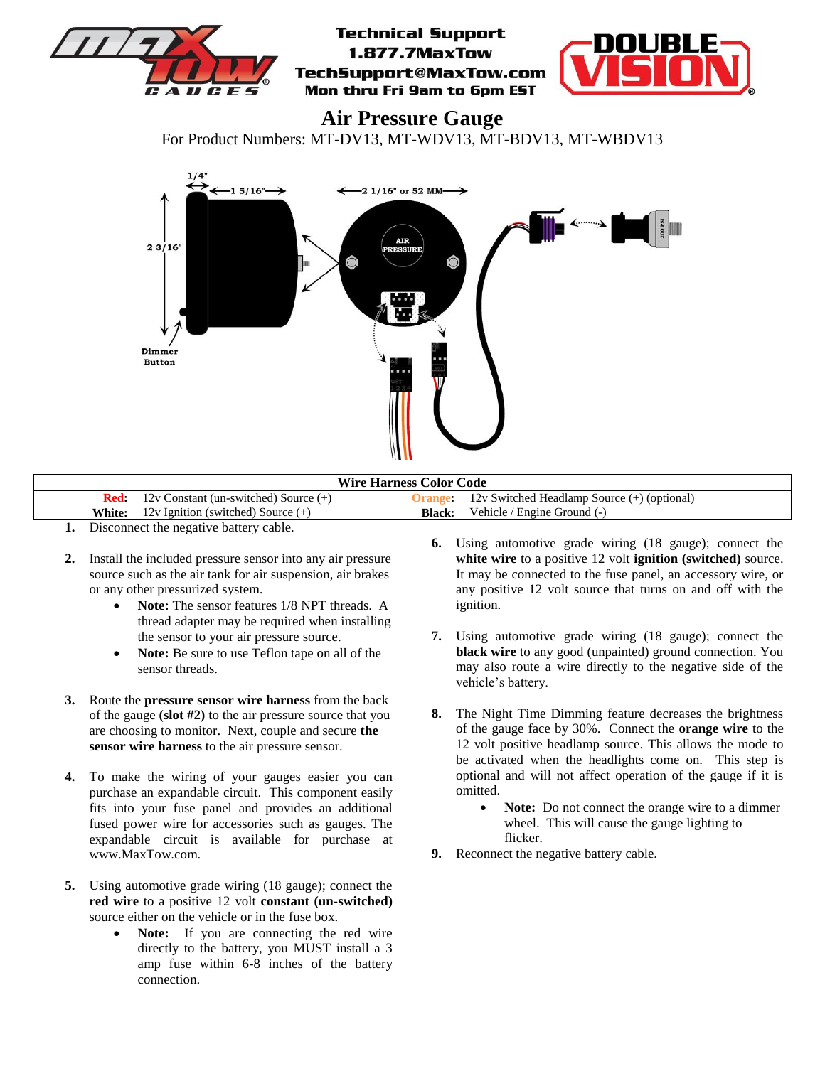Technical Support
1.877.7MaxTow
TechSupport@MaxTow.com
Mon thru Fri 9am to 6pm EST

# Air Pressure Gauge

For Product Numbers: MT-DV13, MT-WDV13, MT-BDV13, MT-WBDV13

| Wire Harness Color Code | | | |
|---|---|---|---|
| **Red:** | 12v Constant (un-switched) Source (+) | **Orange:** | 12v Switched Headlamp Source (+) (optional) |
| **White:** | 12v Ignition (switched) Source (+) | **Black:** | Vehicle / Engine Ground (-) |

1. Disconnect the negative battery cable.

2. Install the included pressure sensor into any air pressure source such as the air tank for air suspension, air brakes or any other pressurized system.
   - **Note:** The sensor features 1/8 NPT threads. A thread adapter may be required when installing the sensor to your air pressure source.
   - **Note:** Be sure to use Teflon tape on all of the sensor threads.

3. Route the **pressure sensor wire harness** from the back of the gauge **(slot #2)** to the air pressure source that you are choosing to monitor. Next, couple and secure **the sensor wire harness** to the air pressure sensor.

4. To make the wiring of your gauges easier you can purchase an expandable circuit. This component easily fits into your fuse panel and provides an additional fused power wire for accessories such as gauges. The expandable circuit is available for purchase at www.MaxTow.com.

5. Using automotive grade wiring (18 gauge); connect the **red wire** to a positive 12 volt **constant (un-switched)** source either on the vehicle or in the fuse box.
   - **Note:** If you are connecting the red wire directly to the battery, you MUST install a 3 amp fuse within 6-8 inches of the battery connection.

6. Using automotive grade wiring (18 gauge); connect the **white wire** to a positive 12 volt **ignition (switched)** source. It may be connected to the fuse panel, an accessory wire, or any positive 12 volt source that turns on and off with the ignition.

7. Using automotive grade wiring (18 gauge); connect the **black wire** to any good (unpainted) ground connection. You may also route a wire directly to the negative side of the vehicle's battery.

8. The Night Time Dimming feature decreases the brightness of the gauge face by 30%. Connect the **orange wire** to the 12 volt positive headlamp source. This allows the mode to be activated when the headlights come on. This step is optional and will not affect operation of the gauge if it is omitted.
   - **Note:** Do not connect the orange wire to a dimmer wheel. This will cause the gauge lighting to flicker.

9. Reconnect the negative battery cable.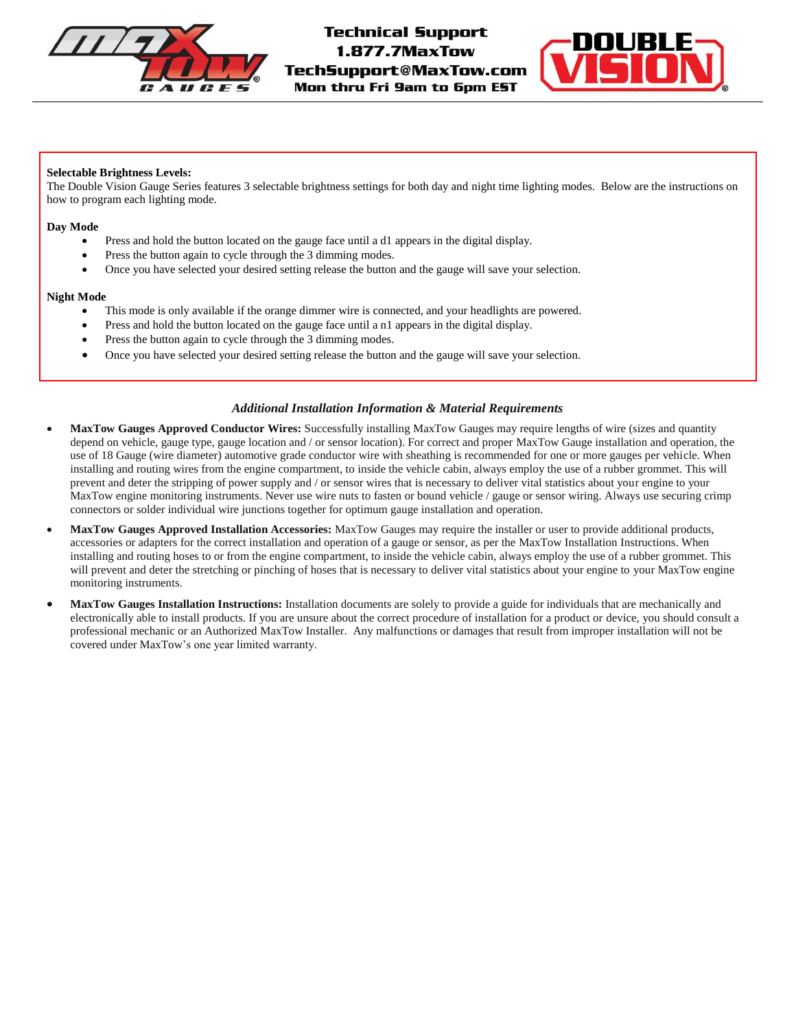**Selectable Brightness Levels:**
The Double Vision Gauge Series features 3 selectable brightness settings for both day and night time lighting modes. Below are the instructions on how to program each lighting mode.

**Day Mode**

- Press and hold the button located on the gauge face until a d1 appears in the digital display.
- Press the button again to cycle through the 3 dimming modes.
- Once you have selected your desired setting release the button and the gauge will save your selection.

**Night Mode**

- This mode is only available if the orange dimmer wire is connected, and your headlights are powered.
- Press and hold the button located on the gauge face until a n1 appears in the digital display.
- Press the button again to cycle through the 3 dimming modes.
- Once you have selected your desired setting release the button and the gauge will save your selection.

## *Additional Installation Information & Material Requirements*

- **MaxTow Gauges Approved Conductor Wires:** Successfully installing MaxTow Gauges may require lengths of wire (sizes and quantity depend on vehicle, gauge type, gauge location and / or sensor location). For correct and proper MaxTow Gauge installation and operation, the use of 18 Gauge (wire diameter) automotive grade conductor wire with sheathing is recommended for one or more gauges per vehicle. When installing and routing wires from the engine compartment, to inside the vehicle cabin, always employ the use of a rubber grommet. This will prevent and deter the stripping of power supply and / or sensor wires that is necessary to deliver vital statistics about your engine to your MaxTow engine monitoring instruments. Never use wire nuts to fasten or bound vehicle / gauge or sensor wiring. Always use securing crimp connectors or solder individual wire junctions together for optimum gauge installation and operation.
- **MaxTow Gauges Approved Installation Accessories:** MaxTow Gauges may require the installer or user to provide additional products, accessories or adapters for the correct installation and operation of a gauge or sensor, as per the MaxTow Installation Instructions. When installing and routing hoses to or from the engine compartment, to inside the vehicle cabin, always employ the use of a rubber grommet. This will prevent and deter the stretching or pinching of hoses that is necessary to deliver vital statistics about your engine to your MaxTow engine monitoring instruments.
- **MaxTow Gauges Installation Instructions:** Installation documents are solely to provide a guide for individuals that are mechanically and electronically able to install products. If you are unsure about the correct procedure of installation for a product or device, you should consult a professional mechanic or an Authorized MaxTow Installer. Any malfunctions or damages that result from improper installation will not be covered under MaxTow's one year limited warranty.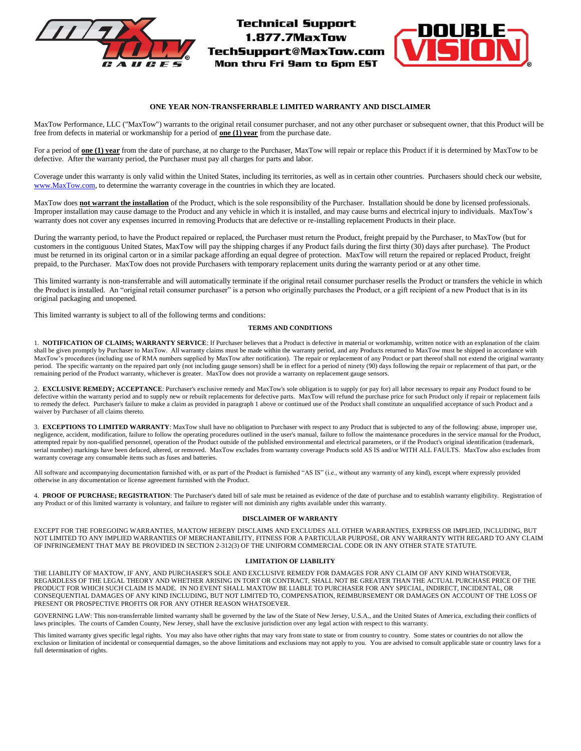Technical Support
1.877.7MaxTow
TechSupport@MaxTow.com
Mon thru Fri 9am to 6pm EST

## ONE YEAR NON-TRANSFERRABLE LIMITED WARRANTY AND DISCLAIMER

MaxTow Performance, LLC ("MaxTow") warrants to the original retail consumer purchaser, and not any other purchaser or subsequent owner, that this Product will be free from defects in material or workmanship for a period of **one (1) year** from the purchase date.

For a period of **one (1) year** from the date of purchase, at no charge to the Purchaser, MaxTow will repair or replace this Product if it is determined by MaxTow to be defective. After the warranty period, the Purchaser must pay all charges for parts and labor.

Coverage under this warranty is only valid within the United States, including its territories, as well as in certain other countries. Purchasers should check our website, www.MaxTow.com, to determine the warranty coverage in the countries in which they are located.

MaxTow does **not warrant the installation** of the Product, which is the sole responsibility of the Purchaser. Installation should be done by licensed professionals. Improper installation may cause damage to the Product and any vehicle in which it is installed, and may cause burns and electrical injury to individuals. MaxTow's warranty does not cover any expenses incurred in removing Products that are defective or re-installing replacement Products in their place.

During the warranty period, to have the Product repaired or replaced, the Purchaser must return the Product, freight prepaid by the Purchaser, to MaxTow (but for customers in the contiguous United States, MaxTow will pay the shipping charges if any Product fails during the first thirty (30) days after purchase). The Product must be returned in its original carton or in a similar package affording an equal degree of protection. MaxTow will return the repaired or replaced Product, freight prepaid, to the Purchaser. MaxTow does not provide Purchasers with temporary replacement units during the warranty period or at any other time.

This limited warranty is non-transferrable and will automatically terminate if the original retail consumer purchaser resells the Product or transfers the vehicle in which the Product is installed. An "original retail consumer purchaser" is a person who originally purchases the Product, or a gift recipient of a new Product that is in its original packaging and unopened.

This limited warranty is subject to all of the following terms and conditions:

### TERMS AND CONDITIONS

1. **NOTIFICATION OF CLAIMS; WARRANTY SERVICE**: If Purchaser believes that a Product is defective in material or workmanship, written notice with an explanation of the claim shall be given promptly by Purchaser to MaxTow. All warranty claims must be made within the warranty period, and any Products returned to MaxTow must be shipped in accordance with MaxTow's procedures (including use of RMA numbers supplied by MaxTow after notification). The repair or replacement of any Product or part thereof shall not extend the original warranty period. The specific warranty on the repaired part only (not including gauge sensors) shall be in effect for a period of ninety (90) days following the repair or replacement of that part, or the remaining period of the Product warranty, whichever is greater. MaxTow does not provide a warranty on replacement gauge sensors.

2. **EXCLUSIVE REMEDY; ACCEPTANCE**: Purchaser's exclusive remedy and MaxTow's sole obligation is to supply (or pay for) all labor necessary to repair any Product found to be defective within the warranty period and to supply new or rebuilt replacements for defective parts. MaxTow will refund the purchase price for such Product only if repair or replacement fails to remedy the defect. Purchaser's failure to make a claim as provided in paragraph 1 above or continued use of the Product shall constitute an unqualified acceptance of such Product and a waiver by Purchaser of all claims thereto.

3. **EXCEPTIONS TO LIMITED WARRANTY**: MaxTow shall have no obligation to Purchaser with respect to any Product that is subjected to any of the following: abuse, improper use, negligence, accident, modification, failure to follow the operating procedures outlined in the user's manual, failure to follow the maintenance procedures in the service manual for the Product, attempted repair by non-qualified personnel, operation of the Product outside of the published environmental and electrical parameters, or if the Product's original identification (trademark, serial number) markings have been defaced, altered, or removed. MaxTow excludes from warranty coverage Products sold AS IS and/or WITH ALL FAULTS. MaxTow also excludes from warranty coverage any consumable items such as fuses and batteries.

All software and accompanying documentation furnished with, or as part of the Product is furnished "AS IS" (i.e., without any warranty of any kind), except where expressly provided otherwise in any documentation or license agreement furnished with the Product.

4. **PROOF OF PURCHASE; REGISTRATION**: The Purchaser's dated bill of sale must be retained as evidence of the date of purchase and to establish warranty eligibility. Registration of any Product or of this limited warranty is voluntary, and failure to register will not diminish any rights available under this warranty.

### DISCLAIMER OF WARRANTY

EXCEPT FOR THE FOREGOING WARRANTIES, MAXTOW HEREBY DISCLAIMS AND EXCLUDES ALL OTHER WARRANTIES, EXPRESS OR IMPLIED, INCLUDING, BUT NOT LIMITED TO ANY IMPLIED WARRANTIES OF MERCHANTABILITY, FITNESS FOR A PARTICULAR PURPOSE, OR ANY WARRANTY WITH REGARD TO ANY CLAIM OF INFRINGEMENT THAT MAY BE PROVIDED IN SECTION 2-312(3) OF THE UNIFORM COMMERCIAL CODE OR IN ANY OTHER STATE STATUTE.

### LIMITATION OF LIABILITY

THE LIABILITY OF MAXTOW, IF ANY, AND PURCHASER'S SOLE AND EXCLUSIVE REMEDY FOR DAMAGES FOR ANY CLAIM OF ANY KIND WHATSOEVER, REGARDLESS OF THE LEGAL THEORY AND WHETHER ARISING IN TORT OR CONTRACT, SHALL NOT BE GREATER THAN THE ACTUAL PURCHASE PRICE OF THE PRODUCT FOR WHICH SUCH CLAIM IS MADE. IN NO EVENT SHALL MAXTOW BE LIABLE TO PURCHASER FOR ANY SPECIAL, INDIRECT, INCIDENTAL, OR CONSEQUENTIAL DAMAGES OF ANY KIND INCLUDING, BUT NOT LIMITED TO, COMPENSATION, REIMBURSEMENT OR DAMAGES ON ACCOUNT OF THE LOSS OF PRESENT OR PROSPECTIVE PROFITS OR FOR ANY OTHER REASON WHATSOEVER.

GOVERNING LAW: This non-transferrable limited warranty shall be governed by the law of the State of New Jersey, U.S.A., and the United States of America, excluding their conflicts of laws principles. The courts of Camden County, New Jersey, shall have the exclusive jurisdiction over any legal action with respect to this warranty.

This limited warranty gives specific legal rights. You may also have other rights that may vary from state to state or from country to country. Some states or countries do not allow the exclusion or limitation of incidental or consequential damages, so the above limitations and exclusions may not apply to you. You are advised to consult applicable state or country laws for a full determination of rights.